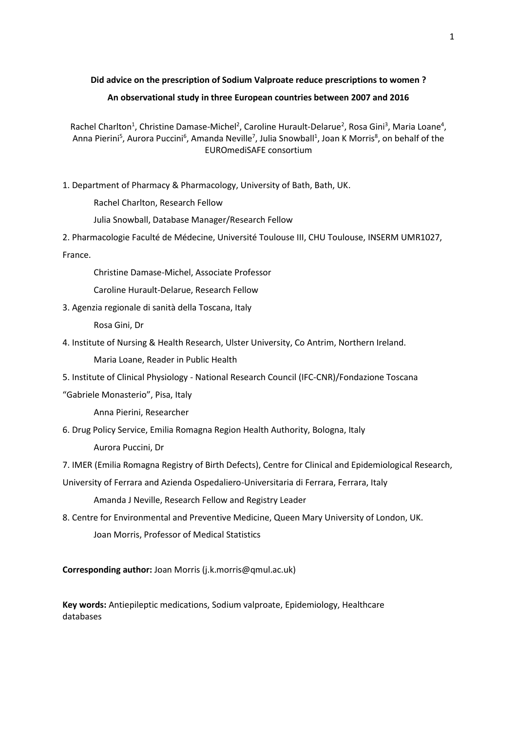**Did advice on the prescription of Sodium Valproate reduce prescriptions to women ?**

**An observational study in three European countries between 2007 and 2016**

Rachel Charlton[1], Christine Damase-Michel[2], Caroline Hurault-Delarue[2], Rosa Gini[3], Maria Loane[4], Anna Pierini[5], Aurora Puccini[6], Amanda Neville[7], Julia Snowball[1], Joan K Morris[8], on behalf of the EUROmediSAFE consortium

1. Department of Pharmacy & Pharmacology, University of Bath, Bath, UK.

   Rachel Charlton, Research Fellow

   Julia Snowball, Database Manager/Research Fellow

2. Pharmacologie Faculté de Médecine, Université Toulouse III, CHU Toulouse, INSERM UMR1027, France.

   Christine Damase-Michel, Associate Professor

   Caroline Hurault-Delarue, Research Fellow

3. Agenzia regionale di sanità della Toscana, Italy

   Rosa Gini, Dr

4. Institute of Nursing & Health Research, Ulster University, Co Antrim, Northern Ireland.

   Maria Loane, Reader in Public Health

5. Institute of Clinical Physiology - National Research Council (IFC-CNR)/Fondazione Toscana "Gabriele Monasterio", Pisa, Italy

   Anna Pierini, Researcher

6. Drug Policy Service, Emilia Romagna Region Health Authority, Bologna, Italy

   Aurora Puccini, Dr

7. IMER (Emilia Romagna Registry of Birth Defects), Centre for Clinical and Epidemiological Research, University of Ferrara and Azienda Ospedaliero-Universitaria di Ferrara, Ferrara, Italy

   Amanda J Neville, Research Fellow and Registry Leader

8. Centre for Environmental and Preventive Medicine, Queen Mary University of London, UK.

   Joan Morris, Professor of Medical Statistics

**Corresponding author:** Joan Morris (j.k.morris@qmul.ac.uk)

**Key words:** Antiepileptic medications, Sodium valproate, Epidemiology, Healthcare databases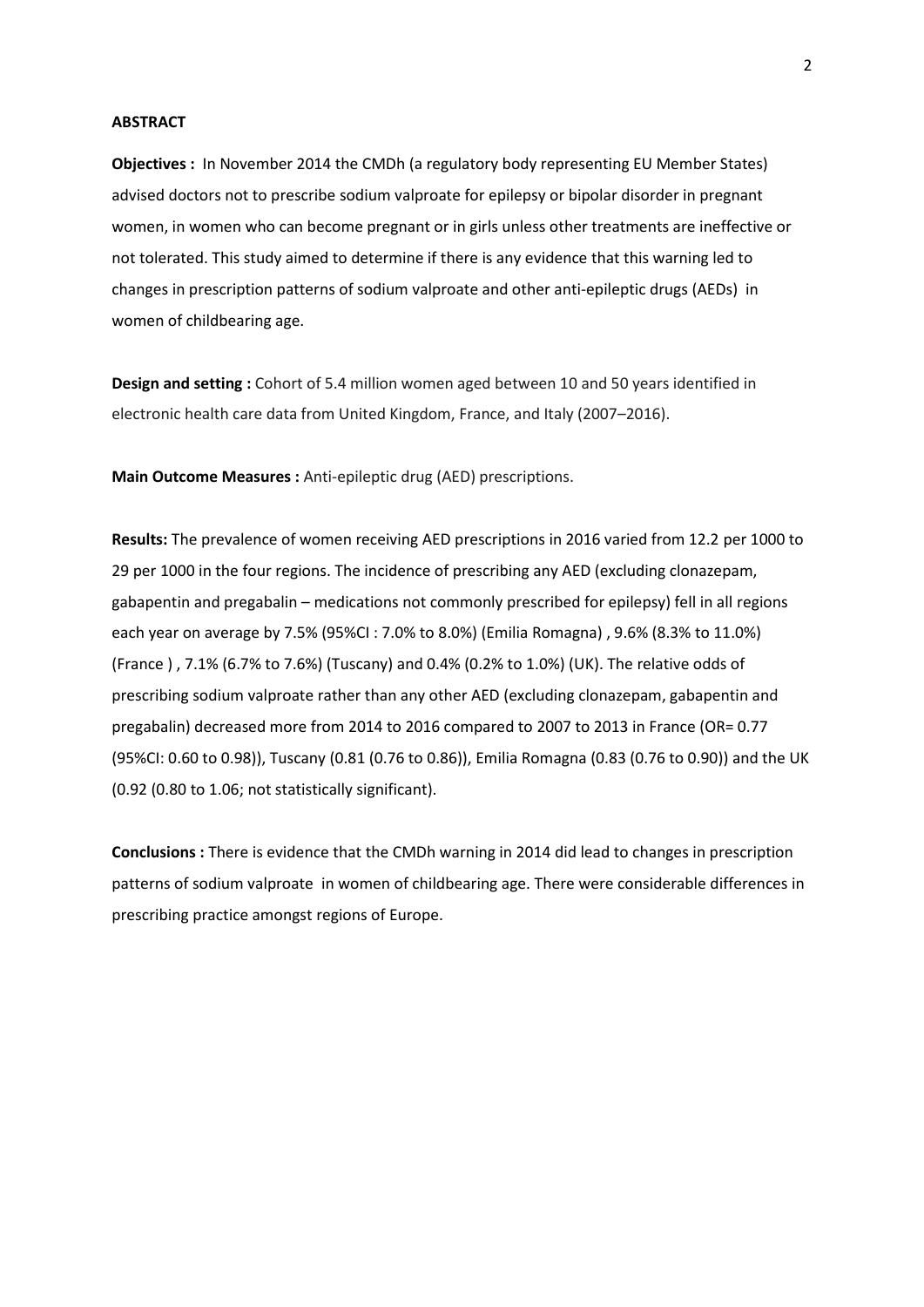## ABSTRACT

**Objectives :** In November 2014 the CMDh (a regulatory body representing EU Member States) advised doctors not to prescribe sodium valproate for epilepsy or bipolar disorder in pregnant women, in women who can become pregnant or in girls unless other treatments are ineffective or not tolerated. This study aimed to determine if there is any evidence that this warning led to changes in prescription patterns of sodium valproate and other anti-epileptic drugs (AEDs) in women of childbearing age.

**Design and setting :** Cohort of 5.4 million women aged between 10 and 50 years identified in electronic health care data from United Kingdom, France, and Italy (2007–2016).

**Main Outcome Measures :** Anti-epileptic drug (AED) prescriptions.

**Results:** The prevalence of women receiving AED prescriptions in 2016 varied from 12.2 per 1000 to 29 per 1000 in the four regions. The incidence of prescribing any AED (excluding clonazepam, gabapentin and pregabalin – medications not commonly prescribed for epilepsy) fell in all regions each year on average by 7.5% (95%CI : 7.0% to 8.0%) (Emilia Romagna) , 9.6% (8.3% to 11.0%) (France ) , 7.1% (6.7% to 7.6%) (Tuscany) and 0.4% (0.2% to 1.0%) (UK). The relative odds of prescribing sodium valproate rather than any other AED (excluding clonazepam, gabapentin and pregabalin) decreased more from 2014 to 2016 compared to 2007 to 2013 in France (OR= 0.77 (95%CI: 0.60 to 0.98)), Tuscany (0.81 (0.76 to 0.86)), Emilia Romagna (0.83 (0.76 to 0.90)) and the UK (0.92 (0.80 to 1.06; not statistically significant).

**Conclusions :** There is evidence that the CMDh warning in 2014 did lead to changes in prescription patterns of sodium valproate in women of childbearing age. There were considerable differences in prescribing practice amongst regions of Europe.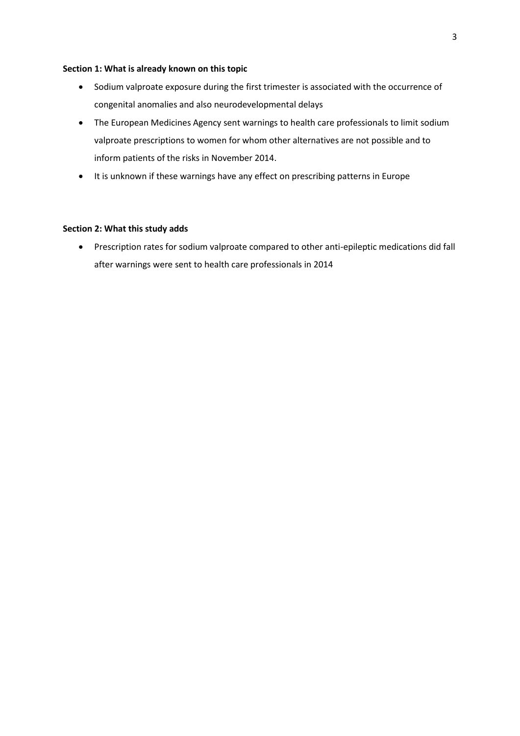**Section 1: What is already known on this topic**

- Sodium valproate exposure during the first trimester is associated with the occurrence of congenital anomalies and also neurodevelopmental delays
- The European Medicines Agency sent warnings to health care professionals to limit sodium valproate prescriptions to women for whom other alternatives are not possible and to inform patients of the risks in November 2014.
- It is unknown if these warnings have any effect on prescribing patterns in Europe

**Section 2: What this study adds**

- Prescription rates for sodium valproate compared to other anti-epileptic medications did fall after warnings were sent to health care professionals in 2014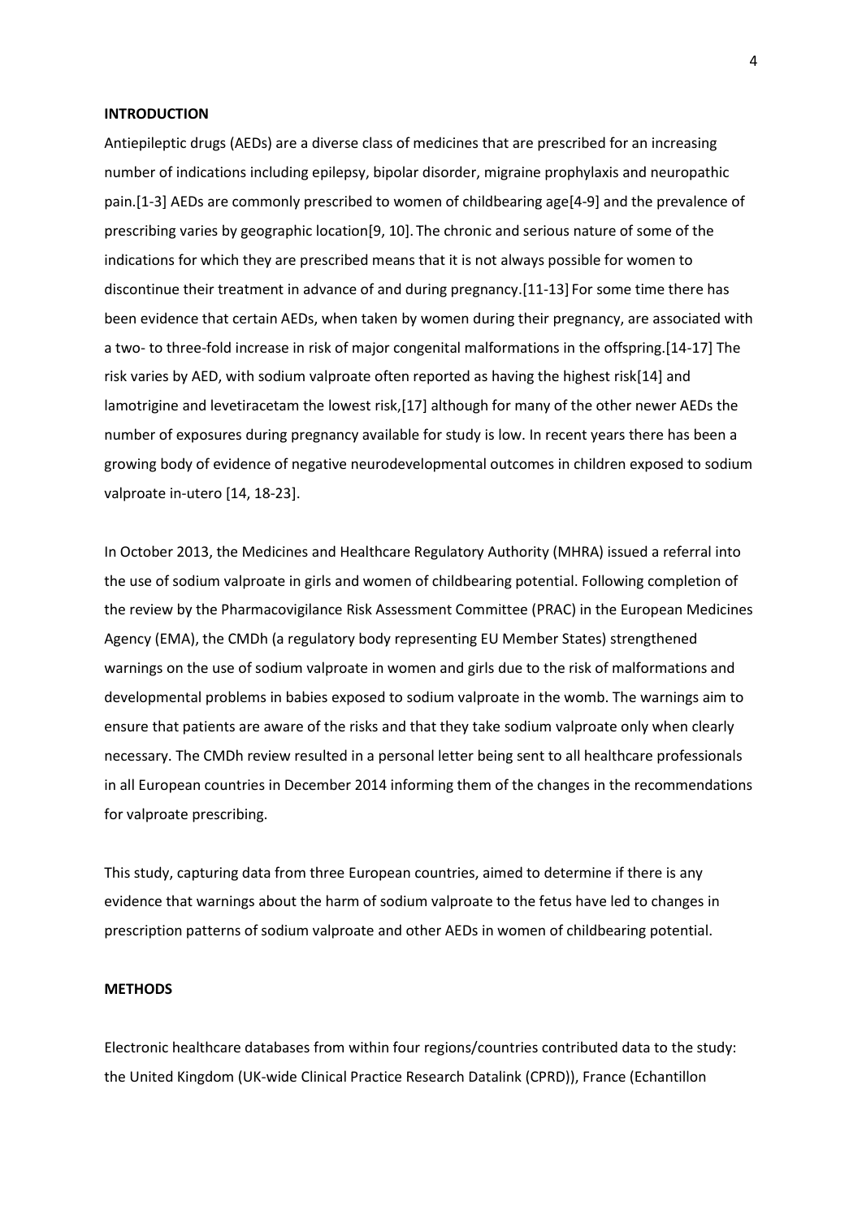## INTRODUCTION

Antiepileptic drugs (AEDs) are a diverse class of medicines that are prescribed for an increasing number of indications including epilepsy, bipolar disorder, migraine prophylaxis and neuropathic pain.[1-3] AEDs are commonly prescribed to women of childbearing age[4-9] and the prevalence of prescribing varies by geographic location[9, 10]. The chronic and serious nature of some of the indications for which they are prescribed means that it is not always possible for women to discontinue their treatment in advance of and during pregnancy.[11-13] For some time there has been evidence that certain AEDs, when taken by women during their pregnancy, are associated with a two- to three-fold increase in risk of major congenital malformations in the offspring.[14-17] The risk varies by AED, with sodium valproate often reported as having the highest risk[14] and lamotrigine and levetiracetam the lowest risk,[17] although for many of the other newer AEDs the number of exposures during pregnancy available for study is low. In recent years there has been a growing body of evidence of negative neurodevelopmental outcomes in children exposed to sodium valproate in-utero [14, 18-23].

In October 2013, the Medicines and Healthcare Regulatory Authority (MHRA) issued a referral into the use of sodium valproate in girls and women of childbearing potential. Following completion of the review by the Pharmacovigilance Risk Assessment Committee (PRAC) in the European Medicines Agency (EMA), the CMDh (a regulatory body representing EU Member States) strengthened warnings on the use of sodium valproate in women and girls due to the risk of malformations and developmental problems in babies exposed to sodium valproate in the womb. The warnings aim to ensure that patients are aware of the risks and that they take sodium valproate only when clearly necessary. The CMDh review resulted in a personal letter being sent to all healthcare professionals in all European countries in December 2014 informing them of the changes in the recommendations for valproate prescribing.

This study, capturing data from three European countries, aimed to determine if there is any evidence that warnings about the harm of sodium valproate to the fetus have led to changes in prescription patterns of sodium valproate and other AEDs in women of childbearing potential.

## METHODS

Electronic healthcare databases from within four regions/countries contributed data to the study: the United Kingdom (UK-wide Clinical Practice Research Datalink (CPRD)), France (Echantillon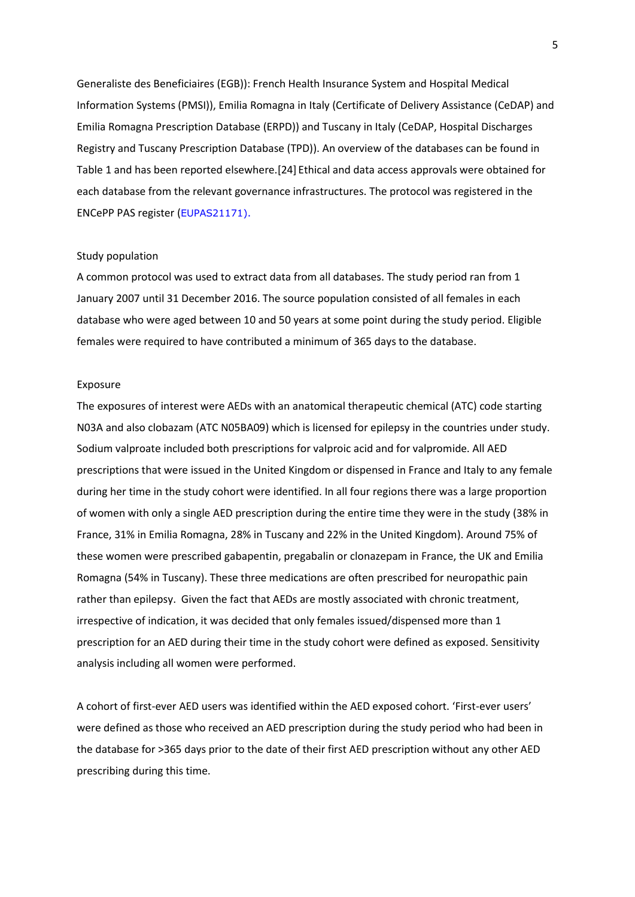Generaliste des Beneficiaires (EGB)): French Health Insurance System and Hospital Medical Information Systems (PMSI)), Emilia Romagna in Italy (Certificate of Delivery Assistance (CeDAP) and Emilia Romagna Prescription Database (ERPD)) and Tuscany in Italy (CeDAP, Hospital Discharges Registry and Tuscany Prescription Database (TPD)). An overview of the databases can be found in Table 1 and has been reported elsewhere.[24] Ethical and data access approvals were obtained for each database from the relevant governance infrastructures. The protocol was registered in the ENCePP PAS register (EUPAS21171).

### Study population

A common protocol was used to extract data from all databases. The study period ran from 1 January 2007 until 31 December 2016. The source population consisted of all females in each database who were aged between 10 and 50 years at some point during the study period. Eligible females were required to have contributed a minimum of 365 days to the database.

### Exposure

The exposures of interest were AEDs with an anatomical therapeutic chemical (ATC) code starting N03A and also clobazam (ATC N05BA09) which is licensed for epilepsy in the countries under study. Sodium valproate included both prescriptions for valproic acid and for valpromide. All AED prescriptions that were issued in the United Kingdom or dispensed in France and Italy to any female during her time in the study cohort were identified. In all four regions there was a large proportion of women with only a single AED prescription during the entire time they were in the study (38% in France, 31% in Emilia Romagna, 28% in Tuscany and 22% in the United Kingdom). Around 75% of these women were prescribed gabapentin, pregabalin or clonazepam in France, the UK and Emilia Romagna (54% in Tuscany). These three medications are often prescribed for neuropathic pain rather than epilepsy. Given the fact that AEDs are mostly associated with chronic treatment, irrespective of indication, it was decided that only females issued/dispensed more than 1 prescription for an AED during their time in the study cohort were defined as exposed. Sensitivity analysis including all women were performed.

A cohort of first-ever AED users was identified within the AED exposed cohort. 'First-ever users' were defined as those who received an AED prescription during the study period who had been in the database for >365 days prior to the date of their first AED prescription without any other AED prescribing during this time.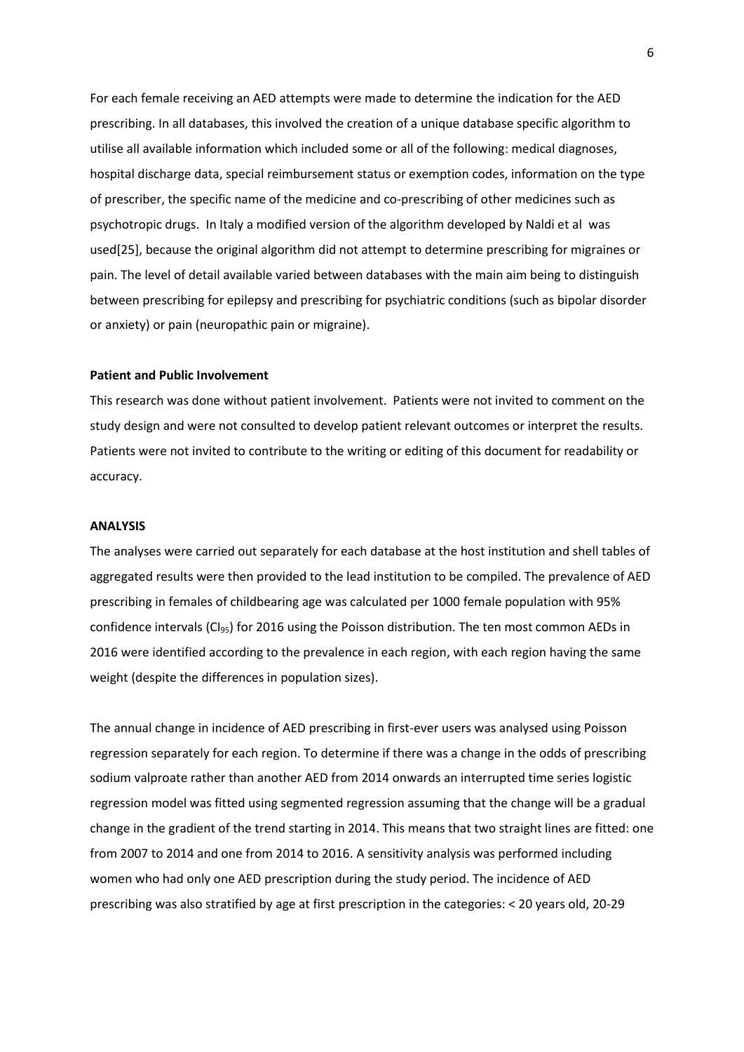For each female receiving an AED attempts were made to determine the indication for the AED prescribing. In all databases, this involved the creation of a unique database specific algorithm to utilise all available information which included some or all of the following: medical diagnoses, hospital discharge data, special reimbursement status or exemption codes, information on the type of prescriber, the specific name of the medicine and co-prescribing of other medicines such as psychotropic drugs. In Italy a modified version of the algorithm developed by Naldi et al was used[25], because the original algorithm did not attempt to determine prescribing for migraines or pain. The level of detail available varied between databases with the main aim being to distinguish between prescribing for epilepsy and prescribing for psychiatric conditions (such as bipolar disorder or anxiety) or pain (neuropathic pain or migraine).

**Patient and Public Involvement**

This research was done without patient involvement. Patients were not invited to comment on the study design and were not consulted to develop patient relevant outcomes or interpret the results. Patients were not invited to contribute to the writing or editing of this document for readability or accuracy.

**ANALYSIS**

The analyses were carried out separately for each database at the host institution and shell tables of aggregated results were then provided to the lead institution to be compiled. The prevalence of AED prescribing in females of childbearing age was calculated per 1000 female population with 95% confidence intervals ($CI_{95}$) for 2016 using the Poisson distribution. The ten most common AEDs in 2016 were identified according to the prevalence in each region, with each region having the same weight (despite the differences in population sizes).

The annual change in incidence of AED prescribing in first-ever users was analysed using Poisson regression separately for each region. To determine if there was a change in the odds of prescribing sodium valproate rather than another AED from 2014 onwards an interrupted time series logistic regression model was fitted using segmented regression assuming that the change will be a gradual change in the gradient of the trend starting in 2014. This means that two straight lines are fitted: one from 2007 to 2014 and one from 2014 to 2016. A sensitivity analysis was performed including women who had only one AED prescription during the study period. The incidence of AED prescribing was also stratified by age at first prescription in the categories: < 20 years old, 20-29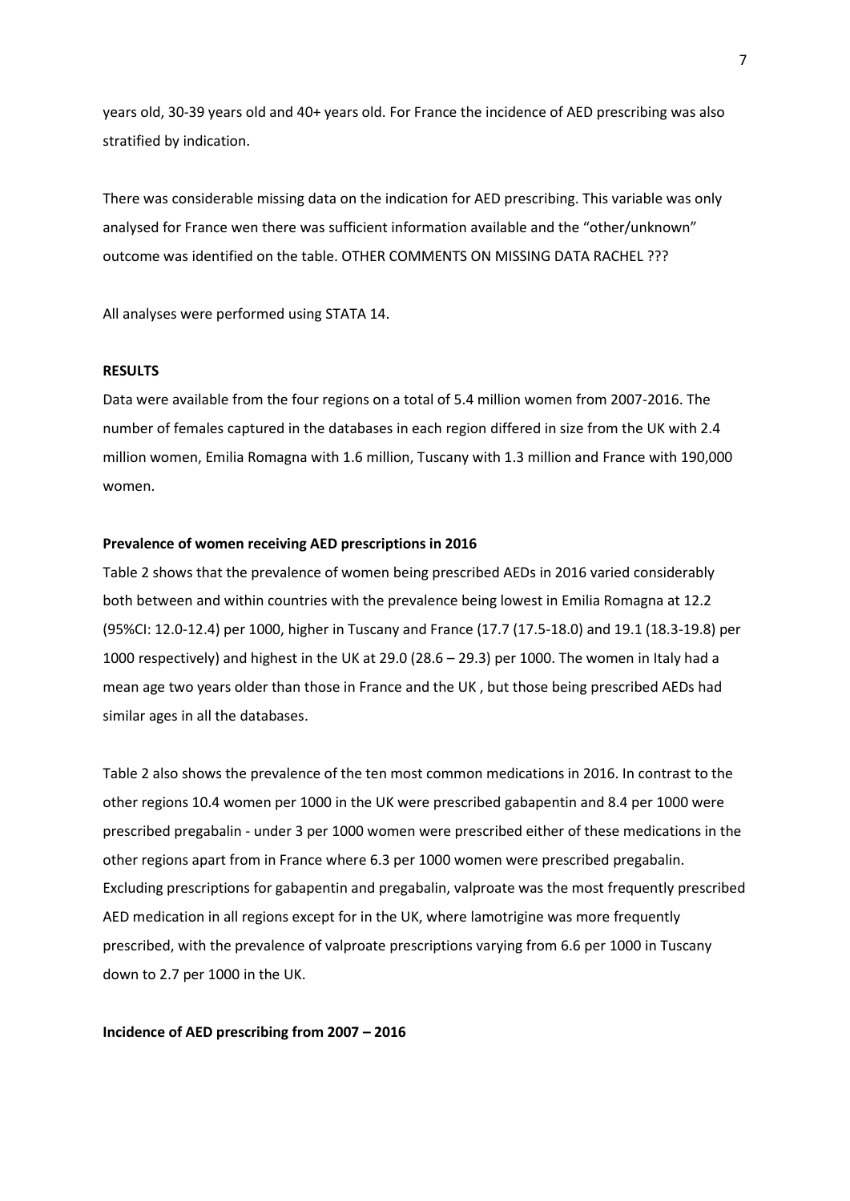years old, 30-39 years old and 40+ years old. For France the incidence of AED prescribing was also stratified by indication.

There was considerable missing data on the indication for AED prescribing. This variable was only analysed for France wen there was sufficient information available and the "other/unknown" outcome was identified on the table. OTHER COMMENTS ON MISSING DATA RACHEL ???

All analyses were performed using STATA 14.

## RESULTS

Data were available from the four regions on a total of 5.4 million women from 2007-2016. The number of females captured in the databases in each region differed in size from the UK with 2.4 million women, Emilia Romagna with 1.6 million, Tuscany with 1.3 million and France with 190,000 women.

### Prevalence of women receiving AED prescriptions in 2016

Table 2 shows that the prevalence of women being prescribed AEDs in 2016 varied considerably both between and within countries with the prevalence being lowest in Emilia Romagna at 12.2 (95%CI: 12.0-12.4) per 1000, higher in Tuscany and France (17.7 (17.5-18.0) and 19.1 (18.3-19.8) per 1000 respectively) and highest in the UK at 29.0 (28.6 – 29.3) per 1000. The women in Italy had a mean age two years older than those in France and the UK , but those being prescribed AEDs had similar ages in all the databases.

Table 2 also shows the prevalence of the ten most common medications in 2016. In contrast to the other regions 10.4 women per 1000 in the UK were prescribed gabapentin and 8.4 per 1000 were prescribed pregabalin - under 3 per 1000 women were prescribed either of these medications in the other regions apart from in France where 6.3 per 1000 women were prescribed pregabalin. Excluding prescriptions for gabapentin and pregabalin, valproate was the most frequently prescribed AED medication in all regions except for in the UK, where lamotrigine was more frequently prescribed, with the prevalence of valproate prescriptions varying from 6.6 per 1000 in Tuscany down to 2.7 per 1000 in the UK.

### Incidence of AED prescribing from 2007 – 2016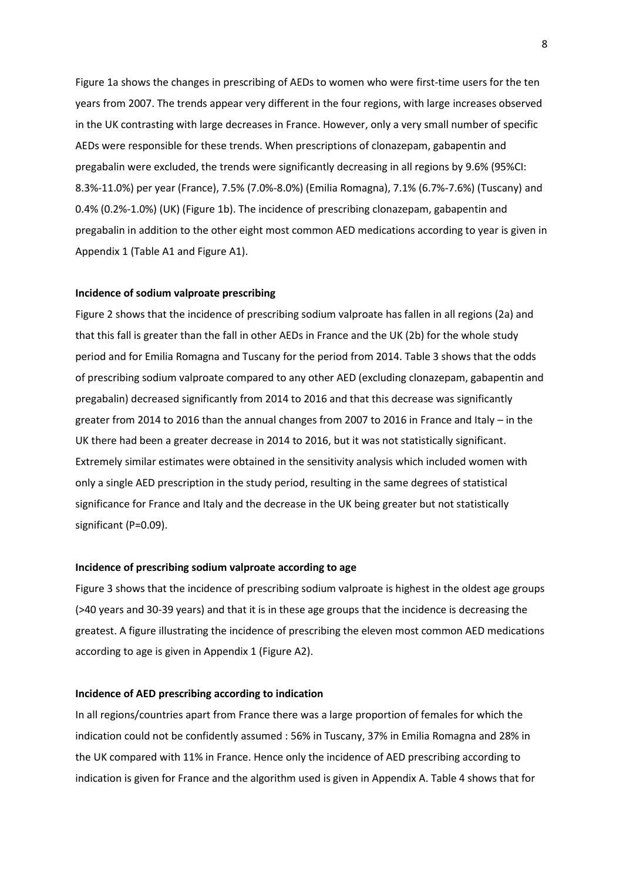Figure 1a shows the changes in prescribing of AEDs to women who were first-time users for the ten years from 2007. The trends appear very different in the four regions, with large increases observed in the UK contrasting with large decreases in France. However, only a very small number of specific AEDs were responsible for these trends. When prescriptions of clonazepam, gabapentin and pregabalin were excluded, the trends were significantly decreasing in all regions by 9.6% (95%CI: 8.3%-11.0%) per year (France), 7.5% (7.0%-8.0%) (Emilia Romagna), 7.1% (6.7%-7.6%) (Tuscany) and 0.4% (0.2%-1.0%) (UK) (Figure 1b). The incidence of prescribing clonazepam, gabapentin and pregabalin in addition to the other eight most common AED medications according to year is given in Appendix 1 (Table A1 and Figure A1).

**Incidence of sodium valproate prescribing**

Figure 2 shows that the incidence of prescribing sodium valproate has fallen in all regions (2a) and that this fall is greater than the fall in other AEDs in France and the UK (2b) for the whole study period and for Emilia Romagna and Tuscany for the period from 2014. Table 3 shows that the odds of prescribing sodium valproate compared to any other AED (excluding clonazepam, gabapentin and pregabalin) decreased significantly from 2014 to 2016 and that this decrease was significantly greater from 2014 to 2016 than the annual changes from 2007 to 2016 in France and Italy – in the UK there had been a greater decrease in 2014 to 2016, but it was not statistically significant. Extremely similar estimates were obtained in the sensitivity analysis which included women with only a single AED prescription in the study period, resulting in the same degrees of statistical significance for France and Italy and the decrease in the UK being greater but not statistically significant ($P=0.09$).

**Incidence of prescribing sodium valproate according to age**

Figure 3 shows that the incidence of prescribing sodium valproate is highest in the oldest age groups (>40 years and 30-39 years) and that it is in these age groups that the incidence is decreasing the greatest. A figure illustrating the incidence of prescribing the eleven most common AED medications according to age is given in Appendix 1 (Figure A2).

**Incidence of AED prescribing according to indication**

In all regions/countries apart from France there was a large proportion of females for which the indication could not be confidently assumed : 56% in Tuscany, 37% in Emilia Romagna and 28% in the UK compared with 11% in France. Hence only the incidence of AED prescribing according to indication is given for France and the algorithm used is given in Appendix A. Table 4 shows that for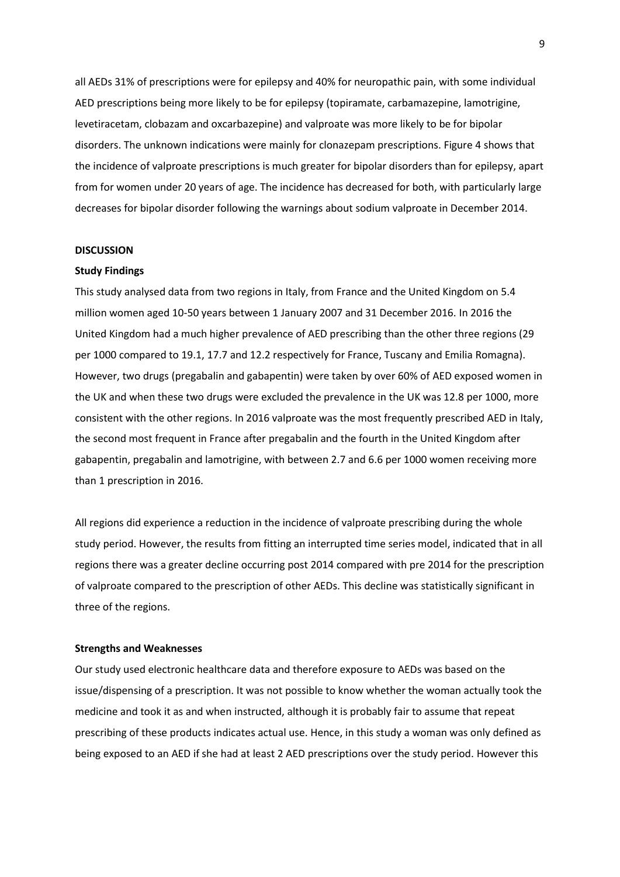all AEDs 31% of prescriptions were for epilepsy and 40% for neuropathic pain, with some individual AED prescriptions being more likely to be for epilepsy (topiramate, carbamazepine, lamotrigine, levetiracetam, clobazam and oxcarbazepine) and valproate was more likely to be for bipolar disorders. The unknown indications were mainly for clonazepam prescriptions. Figure 4 shows that the incidence of valproate prescriptions is much greater for bipolar disorders than for epilepsy, apart from for women under 20 years of age. The incidence has decreased for both, with particularly large decreases for bipolar disorder following the warnings about sodium valproate in December 2014.

## DISCUSSION

### Study Findings

This study analysed data from two regions in Italy, from France and the United Kingdom on 5.4 million women aged 10-50 years between 1 January 2007 and 31 December 2016. In 2016 the United Kingdom had a much higher prevalence of AED prescribing than the other three regions (29 per 1000 compared to 19.1, 17.7 and 12.2 respectively for France, Tuscany and Emilia Romagna). However, two drugs (pregabalin and gabapentin) were taken by over 60% of AED exposed women in the UK and when these two drugs were excluded the prevalence in the UK was 12.8 per 1000, more consistent with the other regions. In 2016 valproate was the most frequently prescribed AED in Italy, the second most frequent in France after pregabalin and the fourth in the United Kingdom after gabapentin, pregabalin and lamotrigine, with between 2.7 and 6.6 per 1000 women receiving more than 1 prescription in 2016.

All regions did experience a reduction in the incidence of valproate prescribing during the whole study period. However, the results from fitting an interrupted time series model, indicated that in all regions there was a greater decline occurring post 2014 compared with pre 2014 for the prescription of valproate compared to the prescription of other AEDs. This decline was statistically significant in three of the regions.

### Strengths and Weaknesses

Our study used electronic healthcare data and therefore exposure to AEDs was based on the issue/dispensing of a prescription. It was not possible to know whether the woman actually took the medicine and took it as and when instructed, although it is probably fair to assume that repeat prescribing of these products indicates actual use. Hence, in this study a woman was only defined as being exposed to an AED if she had at least 2 AED prescriptions over the study period. However this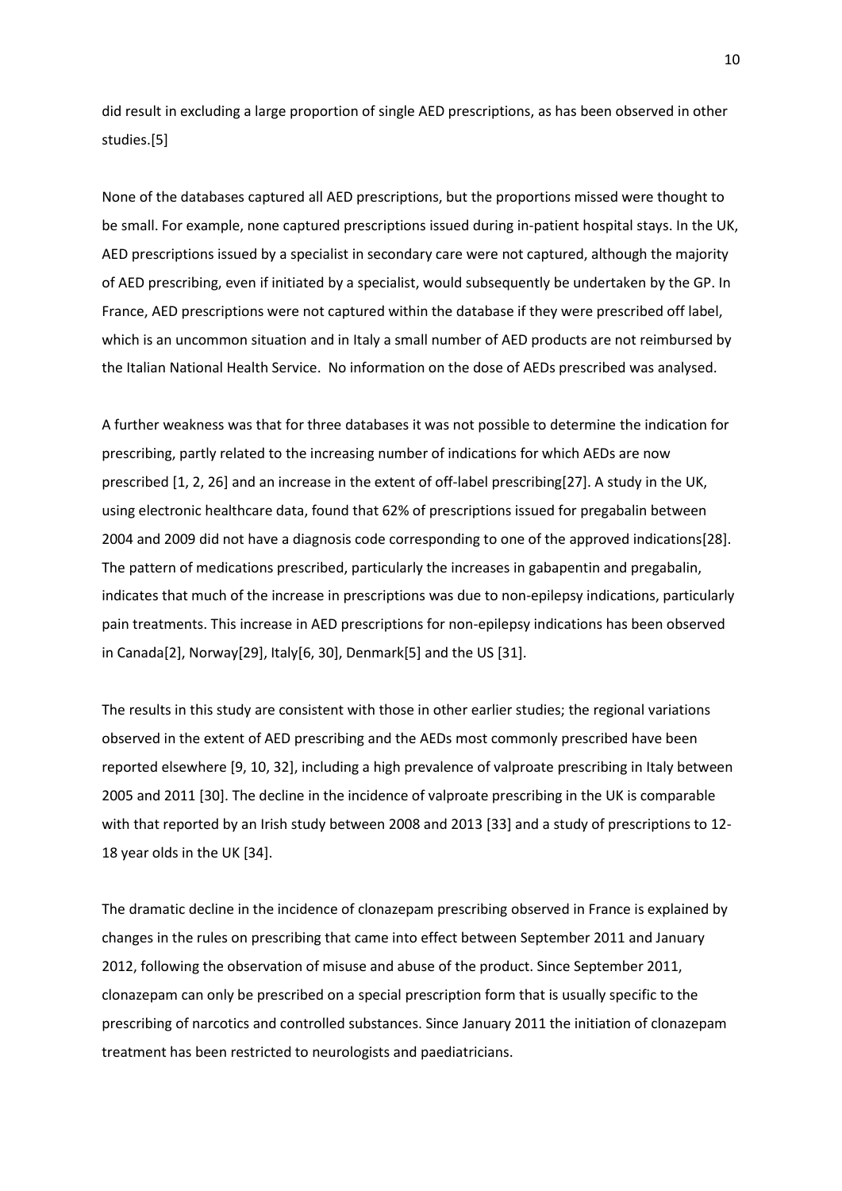did result in excluding a large proportion of single AED prescriptions, as has been observed in other studies.[5]

None of the databases captured all AED prescriptions, but the proportions missed were thought to be small. For example, none captured prescriptions issued during in-patient hospital stays. In the UK, AED prescriptions issued by a specialist in secondary care were not captured, although the majority of AED prescribing, even if initiated by a specialist, would subsequently be undertaken by the GP. In France, AED prescriptions were not captured within the database if they were prescribed off label, which is an uncommon situation and in Italy a small number of AED products are not reimbursed by the Italian National Health Service. No information on the dose of AEDs prescribed was analysed.

A further weakness was that for three databases it was not possible to determine the indication for prescribing, partly related to the increasing number of indications for which AEDs are now prescribed [1, 2, 26] and an increase in the extent of off-label prescribing[27]. A study in the UK, using electronic healthcare data, found that 62% of prescriptions issued for pregabalin between 2004 and 2009 did not have a diagnosis code corresponding to one of the approved indications[28]. The pattern of medications prescribed, particularly the increases in gabapentin and pregabalin, indicates that much of the increase in prescriptions was due to non-epilepsy indications, particularly pain treatments. This increase in AED prescriptions for non-epilepsy indications has been observed in Canada[2], Norway[29], Italy[6, 30], Denmark[5] and the US [31].

The results in this study are consistent with those in other earlier studies; the regional variations observed in the extent of AED prescribing and the AEDs most commonly prescribed have been reported elsewhere [9, 10, 32], including a high prevalence of valproate prescribing in Italy between 2005 and 2011 [30]. The decline in the incidence of valproate prescribing in the UK comparable with that reported by an Irish study between 2008 and 2013 [33] and a study of prescriptions to 12-18 year olds in the UK [34].

The dramatic decline in the incidence of clonazepam prescribing observed in France is explained by changes in the rules on prescribing that came into effect between September 2011 and January 2012, following the observation of misuse and abuse of the product. Since September 2011, clonazepam can only be prescribed on a special prescription form that is usually specific to the prescribing of narcotics and controlled substances. Since January 2011 the initiation of clonazepam treatment has been restricted to neurologists and paediatricians.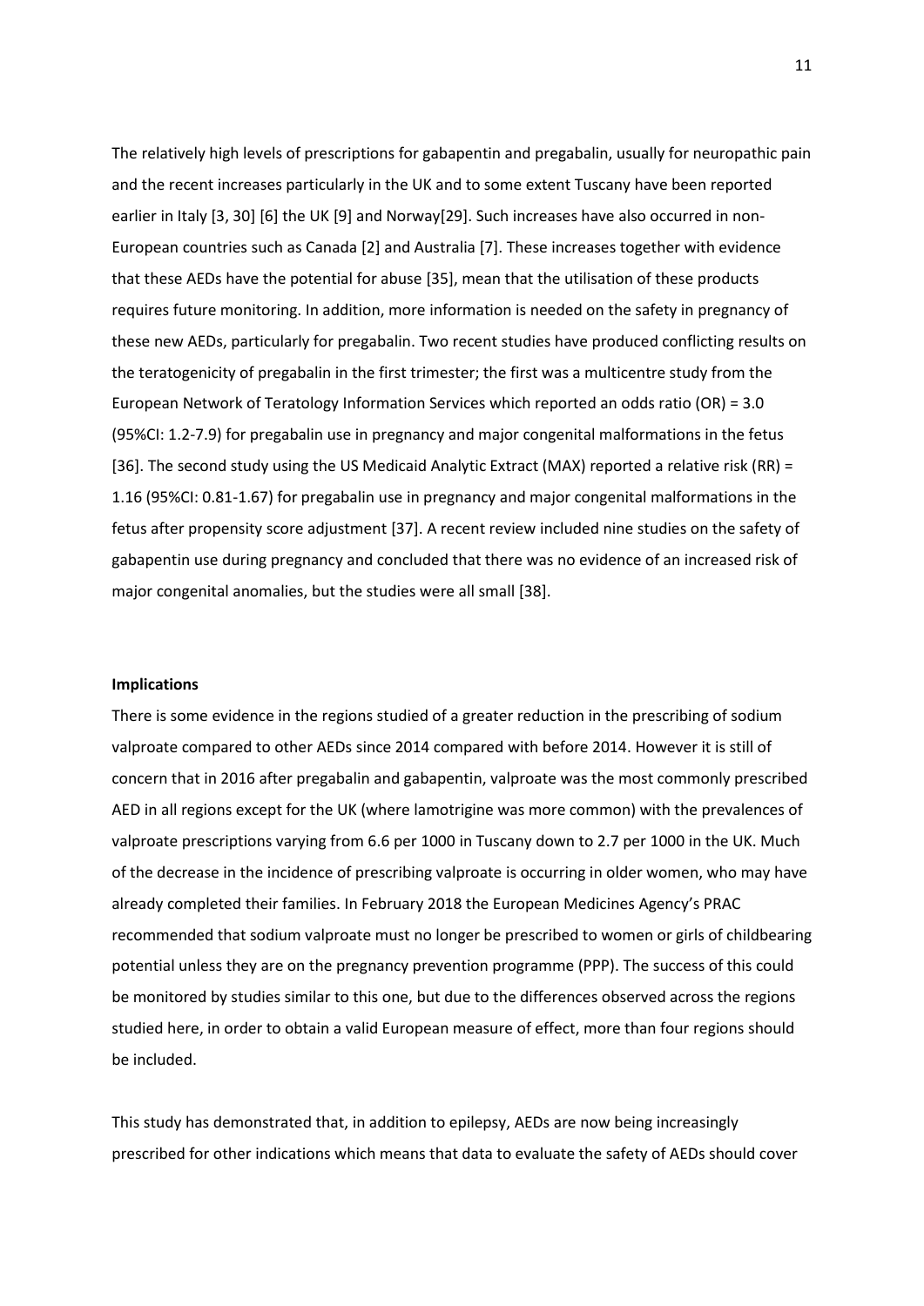The relatively high levels of prescriptions for gabapentin and pregabalin, usually for neuropathic pain and the recent increases particularly in the UK and to some extent Tuscany have been reported earlier in Italy [3, 30] [6] the UK [9] and Norway[29]. Such increases have also occurred in non-European countries such as Canada [2] and Australia [7]. These increases together with evidence that these AEDs have the potential for abuse [35], mean that the utilisation of these products requires future monitoring. In addition, more information is needed on the safety in pregnancy of these new AEDs, particularly for pregabalin. Two recent studies have produced conflicting results on the teratogenicity of pregabalin in the first trimester; the first was a multicentre study from the European Network of Teratology Information Services which reported an odds ratio (OR) = 3.0 (95%CI: 1.2-7.9) for pregabalin use in pregnancy and major congenital malformations in the fetus [36]. The second study using the US Medicaid Analytic Extract (MAX) reported a relative risk (RR) = 1.16 (95%CI: 0.81-1.67) for pregabalin use in pregnancy and major congenital malformations in the fetus after propensity score adjustment [37]. A recent review included nine studies on the safety of gabapentin use during pregnancy and concluded that there was no evidence of an increased risk of major congenital anomalies, but the studies were all small [38].

**Implications**

There is some evidence in the regions studied of a greater reduction in the prescribing of sodium valproate compared to other AEDs since 2014 compared with before 2014. However it is still of concern that in 2016 after pregabalin and gabapentin, valproate was the most commonly prescribed AED in all regions except for the UK (where lamotrigine was more common) with the prevalences of valproate prescriptions varying from 6.6 per 1000 in Tuscany down to 2.7 per 1000 in the UK. Much of the decrease in the incidence of prescribing valproate is occurring in older women, who may have already completed their families. In February 2018 the European Medicines Agency's PRAC recommended that sodium valproate must no longer be prescribed to women or girls of childbearing potential unless they are on the pregnancy prevention programme (PPP). The success of this could be monitored by studies similar to this one, but due to the differences observed across the regions studied here, in order to obtain a valid European measure of effect, more than four regions should be included.

This study has demonstrated that, in addition to epilepsy, AEDs are now being increasingly prescribed for other indications which means that data to evaluate the safety of AEDs should cover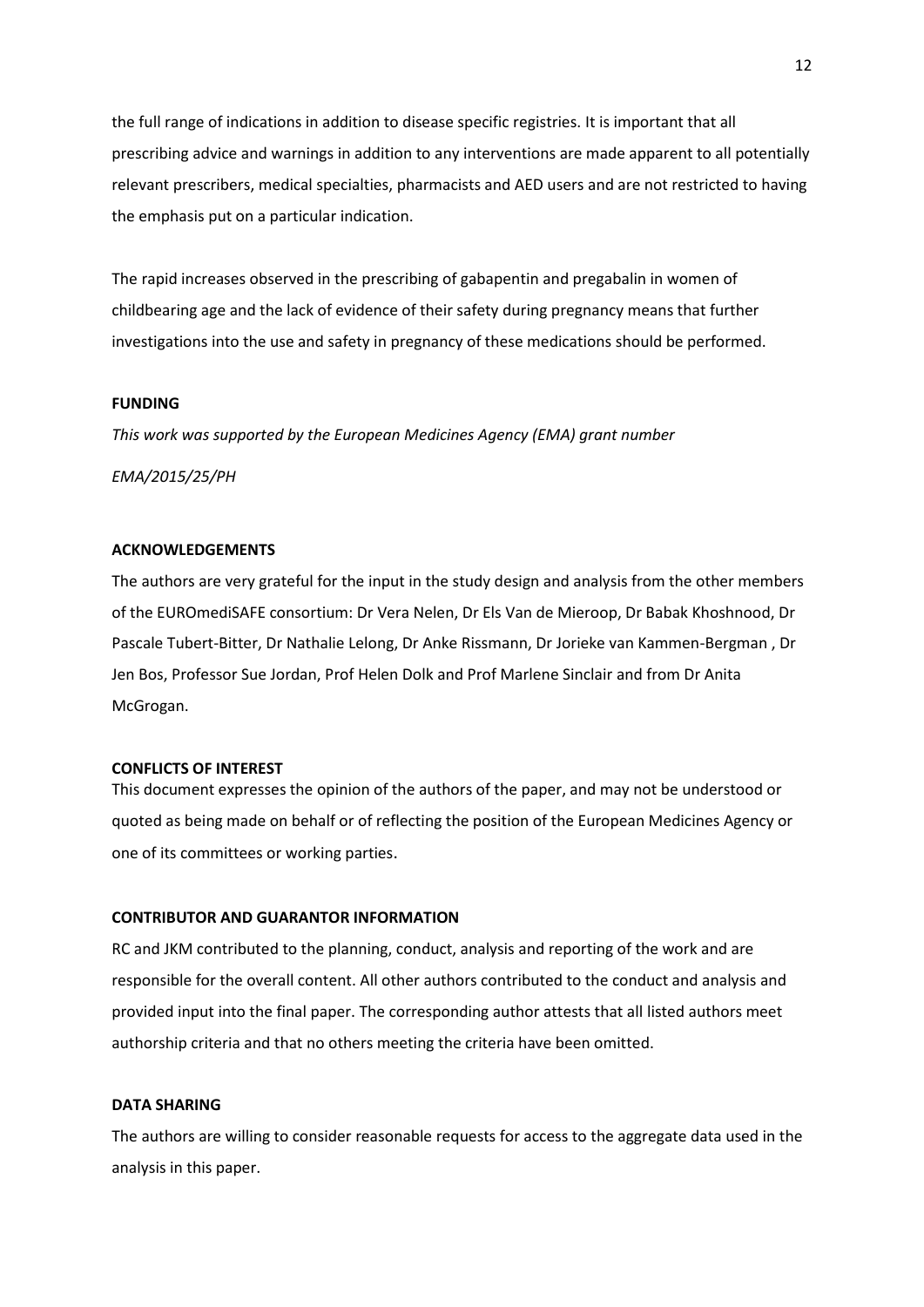the full range of indications in addition to disease specific registries. It is important that all prescribing advice and warnings in addition to any interventions are made apparent to all potentially relevant prescribers, medical specialties, pharmacists and AED users and are not restricted to having the emphasis put on a particular indication.

The rapid increases observed in the prescribing of gabapentin and pregabalin in women of childbearing age and the lack of evidence of their safety during pregnancy means that further investigations into the use and safety in pregnancy of these medications should be performed.

## FUNDING

*This work was supported by the European Medicines Agency (EMA) grant number EMA/2015/25/PH*

## ACKNOWLEDGEMENTS

The authors are very grateful for the input in the study design and analysis from the other members of the EUROmediSAFE consortium: Dr Vera Nelen, Dr Els Van de Mieroop, Dr Babak Khoshnood, Dr Pascale Tubert-Bitter, Dr Nathalie Lelong, Dr Anke Rissmann, Dr Jorieke van Kammen-Bergman , Dr Jen Bos, Professor Sue Jordan, Prof Helen Dolk and Prof Marlene Sinclair and from Dr Anita McGrogan.

## CONFLICTS OF INTEREST

This document expresses the opinion of the authors of the paper, and may not be understood or quoted as being made on behalf or of reflecting the position of the European Medicines Agency or one of its committees or working parties.

## CONTRIBUTOR AND GUARANTOR INFORMATION

RC and JKM contributed to the planning, conduct, analysis and reporting of the work and are responsible for the overall content. All other authors contributed to the conduct and analysis and provided input into the final paper. The corresponding author attests that all listed authors meet authorship criteria and that no others meeting the criteria have been omitted.

## DATA SHARING

The authors are willing to consider reasonable requests for access to the aggregate data used in the analysis in this paper.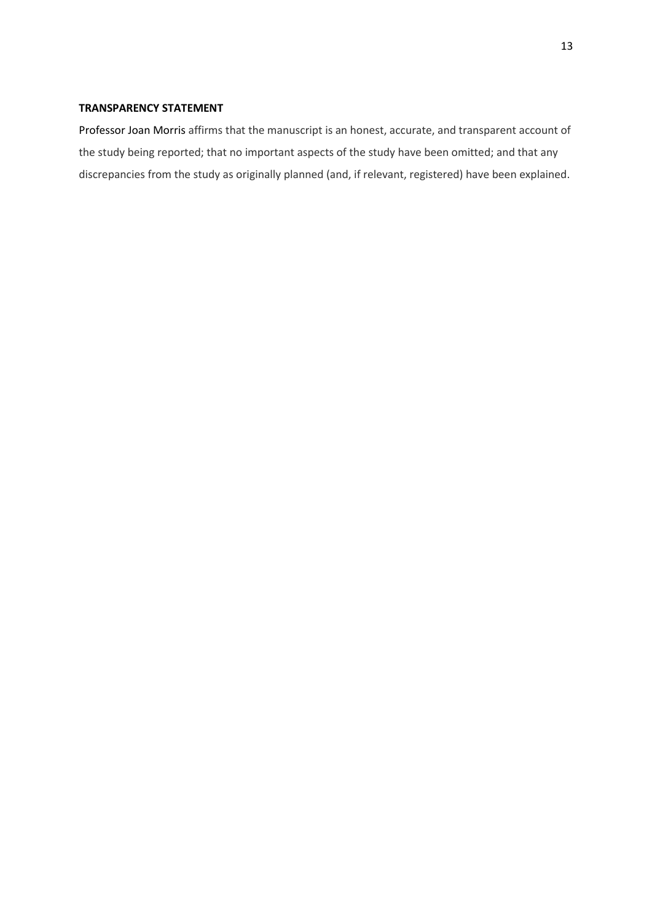**TRANSPARENCY STATEMENT**

Professor Joan Morris affirms that the manuscript is an honest, accurate, and transparent account of the study being reported; that no important aspects of the study have been omitted; and that any discrepancies from the study as originally planned (and, if relevant, registered) have been explained.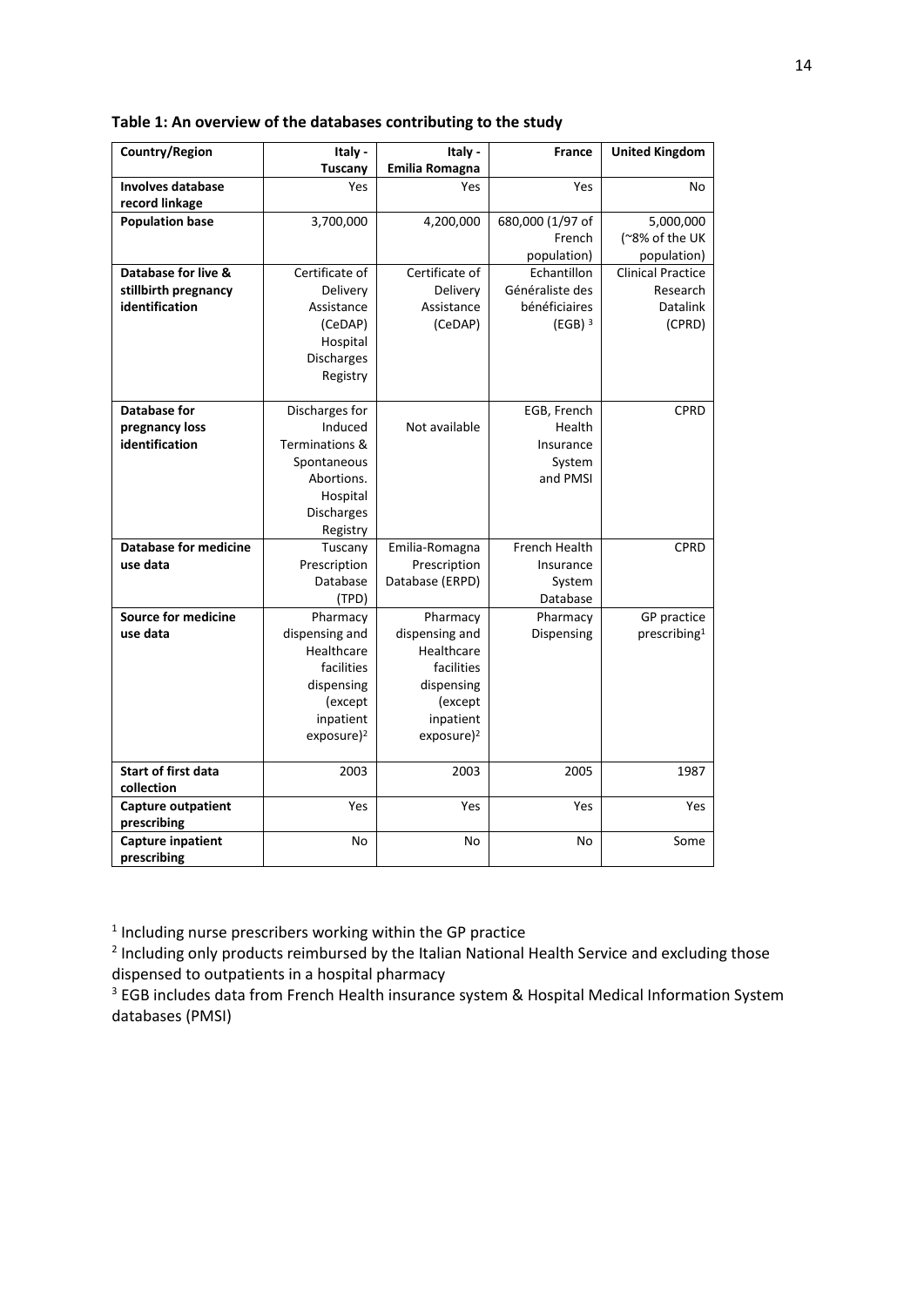**Table 1: An overview of the databases contributing to the study**

| Country/Region | Italy - Tuscany | Italy - Emilia Romagna | France | United Kingdom |
|---|---|---|---|---|
| **Involves database record linkage** | Yes | Yes | Yes | No |
| **Population base** | 3,700,000 | 4,200,000 | 680,000 (1/97 of French population) | 5,000,000 (~8% of the UK population) |
| **Database for live & stillbirth pregnancy identification** | Certificate of Delivery Assistance (CeDAP) Hospital Discharges Registry | Certificate of Delivery Assistance (CeDAP) | Echantillon Généraliste des bénéficiaires (EGB) [3] | Clinical Practice Research Datalink (CPRD) |
| **Database for pregnancy loss identification** | Discharges for Induced Terminations & Spontaneous Abortions. Hospital Discharges Registry | Not available | EGB, French Health Insurance System and PMSI | CPRD |
| **Database for medicine use data** | Tuscany Prescription Database (TPD) | Emilia-Romagna Prescription Database (ERPD) | French Health Insurance System Database | CPRD |
| **Source for medicine use data** | Pharmacy dispensing and Healthcare facilities dispensing (except inpatient exposure)[2] | Pharmacy dispensing and Healthcare facilities dispensing (except inpatient exposure)[2] | Pharmacy Dispensing | GP practice prescribing[1] |
| **Start of first data collection** | 2003 | 2003 | 2005 | 1987 |
| **Capture outpatient prescribing** | Yes | Yes | Yes | Yes |
| **Capture inpatient prescribing** | No | No | No | Some |

[1] Including nurse prescribers working within the GP practice

[2] Including only products reimbursed by the Italian National Health Service and excluding those dispensed to outpatients in a hospital pharmacy

[3] EGB includes data from French Health insurance system & Hospital Medical Information System databases (PMSI)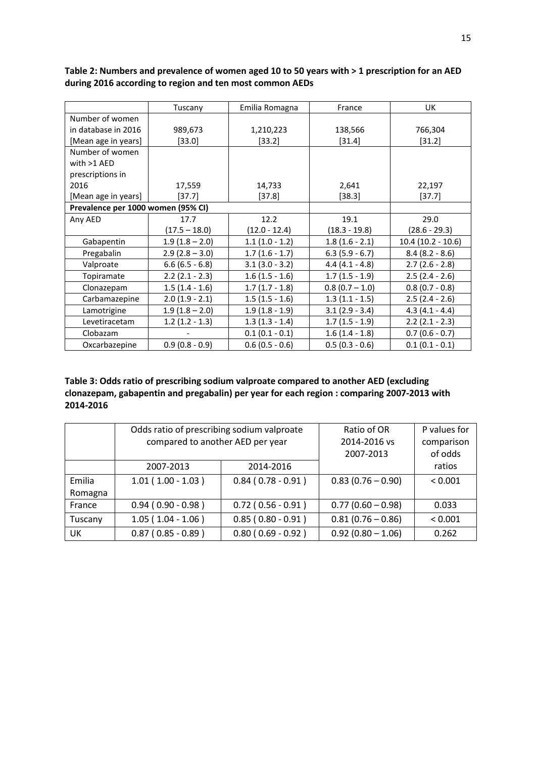**Table 2: Numbers and prevalence of women aged 10 to 50 years with > 1 prescription for an AED during 2016 according to region and ten most common AEDs**

| | Tuscany | Emilia Romagna | France | UK |
|---|---|---|---|---|
| Number of women in database in 2016 [Mean age in years] | 989,673 [33.0] | 1,210,223 [33.2] | 138,566 [31.4] | 766,304 [31.2] |
| Number of women with >1 AED prescriptions in 2016 [Mean age in years] | 17,559 [37.7] | 14,733 [37.8] | 2,641 [38.3] | 22,197 [37.7] |
| **Prevalence per 1000 women (95% CI)** | | | | |
| Any AED | 17.7 (17.5 – 18.0) | 12.2 (12.0 - 12.4) | 19.1 (18.3 - 19.8) | 29.0 (28.6 - 29.3) |
| Gabapentin | 1.9 (1.8 – 2.0) | 1.1 (1.0 - 1.2) | 1.8 (1.6 - 2.1) | 10.4 (10.2 - 10.6) |
| Pregabalin | 2.9 (2.8 – 3.0) | 1.7 (1.6 - 1.7) | 6.3 (5.9 - 6.7) | 8.4 (8.2 - 8.6) |
| Valproate | 6.6 (6.5 - 6.8) | 3.1 (3.0 - 3.2) | 4.4 (4.1 - 4.8) | 2.7 (2.6 - 2.8) |
| Topiramate | 2.2 (2.1 - 2.3) | 1.6 (1.5 - 1.6) | 1.7 (1.5 - 1.9) | 2.5 (2.4 - 2.6) |
| Clonazepam | 1.5 (1.4 - 1.6) | 1.7 (1.7 - 1.8) | 0.8 (0.7 – 1.0) | 0.8 (0.7 - 0.8) |
| Carbamazepine | 2.0 (1.9 - 2.1) | 1.5 (1.5 - 1.6) | 1.3 (1.1 - 1.5) | 2.5 (2.4 - 2.6) |
| Lamotrigine | 1.9 (1.8 – 2.0) | 1.9 (1.8 - 1.9) | 3.1 (2.9 - 3.4) | 4.3 (4.1 - 4.4) |
| Levetiracetam | 1.2 (1.2 - 1.3) | 1.3 (1.3 - 1.4) | 1.7 (1.5 - 1.9) | 2.2 (2.1 - 2.3) |
| Clobazam | - | 0.1 (0.1 - 0.1) | 1.6 (1.4 - 1.8) | 0.7 (0.6 - 0.7) |
| Oxcarbazepine | 0.9 (0.8 - 0.9) | 0.6 (0.5 - 0.6) | 0.5 (0.3 - 0.6) | 0.1 (0.1 - 0.1) |

**Table 3: Odds ratio of prescribing sodium valproate compared to another AED (excluding clonazepam, gabapentin and pregabalin) per year for each region : comparing 2007-2013 with 2014-2016**

| | Odds ratio of prescribing sodium valproate compared to another AED per year | | Ratio of OR 2014-2016 vs 2007-2013 | P values for comparison of odds ratios |
|---|---|---|---|---|
| | 2007-2013 | 2014-2016 | | |
| Emilia Romagna | 1.01 ( 1.00 - 1.03 ) | 0.84 ( 0.78 - 0.91 ) | 0.83 (0.76 – 0.90) | < 0.001 |
| France | 0.94 ( 0.90 - 0.98 ) | 0.72 ( 0.56 - 0.91 ) | 0.77 (0.60 – 0.98) | 0.033 |
| Tuscany | 1.05 ( 1.04 - 1.06 ) | 0.85 ( 0.80 - 0.91 ) | 0.81 (0.76 – 0.86) | < 0.001 |
| UK | 0.87 ( 0.85 - 0.89 ) | 0.80 ( 0.69 - 0.92 ) | 0.92 (0.80 – 1.06) | 0.262 |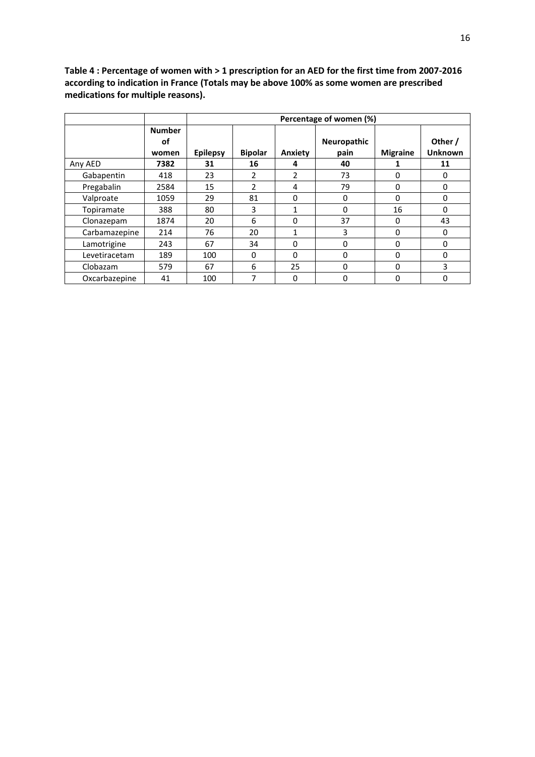**Table 4 : Percentage of women with > 1 prescription for an AED for the first time from 2007-2016 according to indication in France (Totals may be above 100% as some women are prescribed medications for multiple reasons).**

| | Number of women | Percentage of women (%) | | | | | |
|---|---|---|---|---|---|---|---|
| | | **Epilepsy** | **Bipolar** | **Anxiety** | **Neuropathic pain** | **Migraine** | **Other / Unknown** |
| Any AED | **7382** | **31** | **16** | **4** | **40** | **1** | **11** |
| Gabapentin | 418 | 23 | 2 | 2 | 73 | 0 | 0 |
| Pregabalin | 2584 | 15 | 2 | 4 | 79 | 0 | 0 |
| Valproate | 1059 | 29 | 81 | 0 | 0 | 0 | 0 |
| Topiramate | 388 | 80 | 3 | 1 | 0 | 16 | 0 |
| Clonazepam | 1874 | 20 | 6 | 0 | 37 | 0 | 43 |
| Carbamazepine | 214 | 76 | 20 | 1 | 3 | 0 | 0 |
| Lamotrigine | 243 | 67 | 34 | 0 | 0 | 0 | 0 |
| Levetiracetam | 189 | 100 | 0 | 0 | 0 | 0 | 0 |
| Clobazam | 579 | 67 | 6 | 25 | 0 | 0 | 3 |
| Oxcarbazepine | 41 | 100 | 7 | 0 | 0 | 0 | 0 |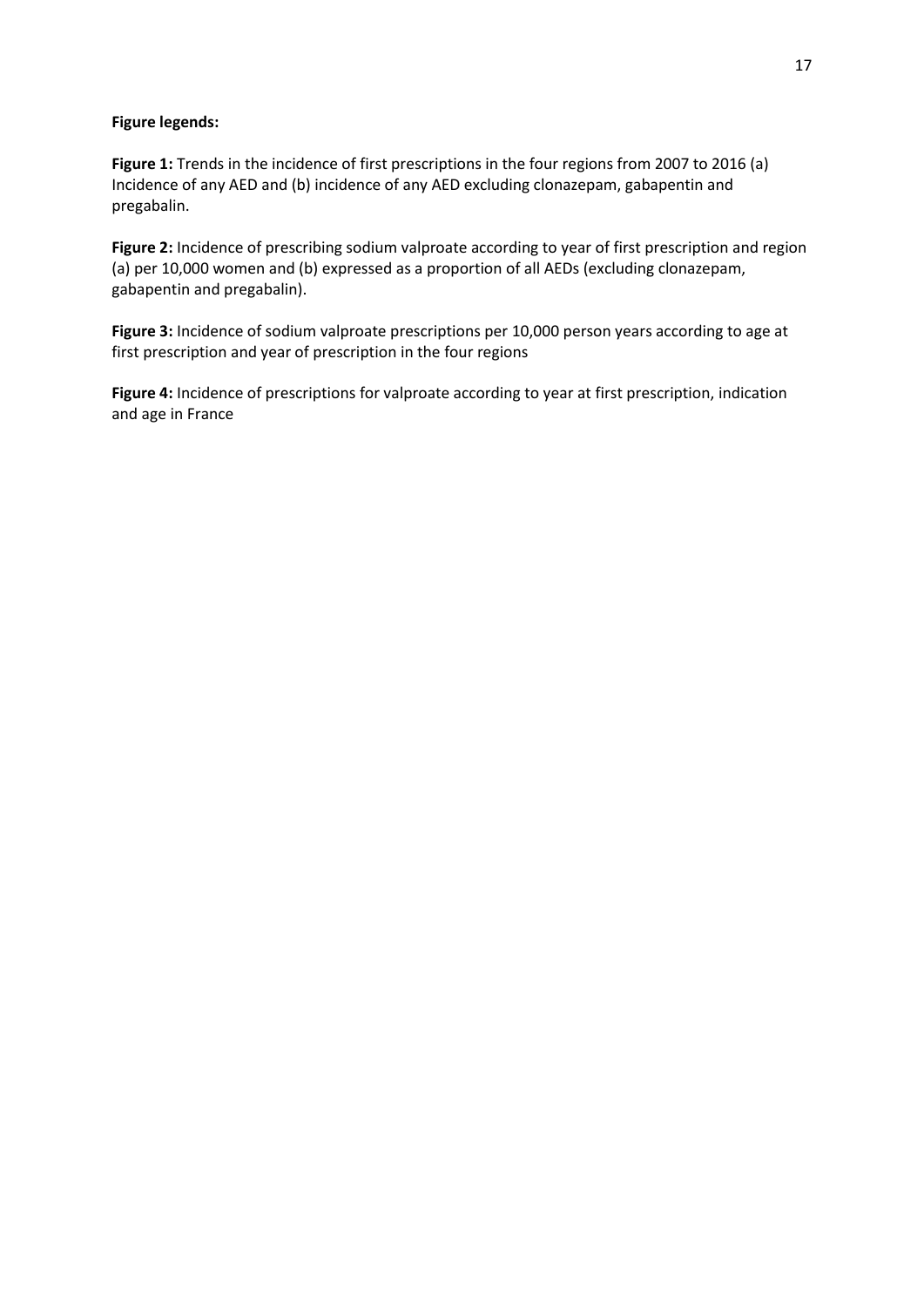**Figure legends:**

**Figure 1:** Trends in the incidence of first prescriptions in the four regions from 2007 to 2016 (a) Incidence of any AED and (b) incidence of any AED excluding clonazepam, gabapentin and pregabalin.

**Figure 2:** Incidence of prescribing sodium valproate according to year of first prescription and region (a) per 10,000 women and (b) expressed as a proportion of all AEDs (excluding clonazepam, gabapentin and pregabalin).

**Figure 3:** Incidence of sodium valproate prescriptions per 10,000 person years according to age at first prescription and year of prescription in the four regions

**Figure 4:** Incidence of prescriptions for valproate according to year at first prescription, indication and age in France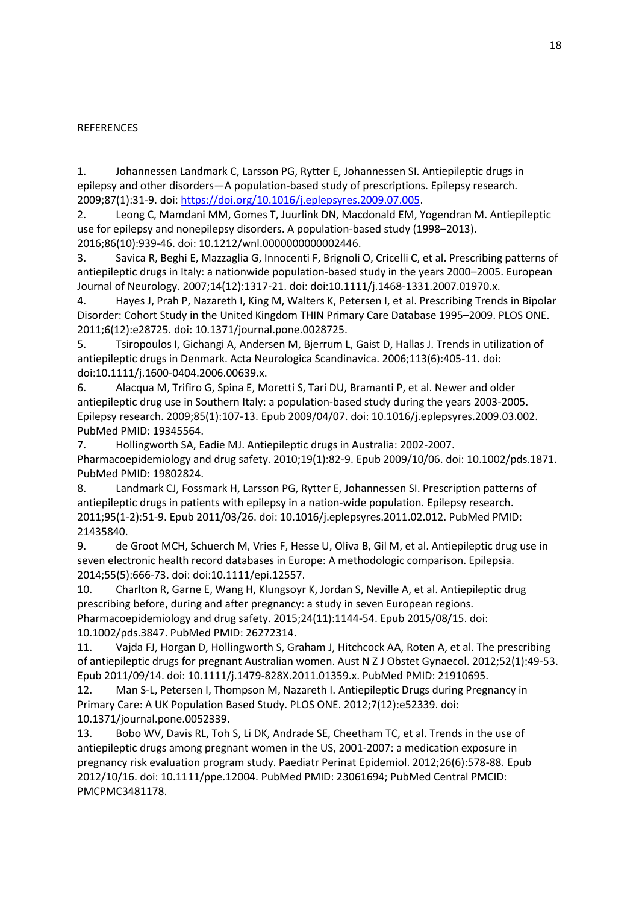REFERENCES

1. Johannessen Landmark C, Larsson PG, Rytter E, Johannessen SI. Antiepileptic drugs in epilepsy and other disorders—A population-based study of prescriptions. Epilepsy research. 2009;87(1):31-9. doi: https://doi.org/10.1016/j.eplepsyres.2009.07.005.
2. Leong C, Mamdani MM, Gomes T, Juurlink DN, Macdonald EM, Yogendran M. Antiepileptic use for epilepsy and nonepilepsy disorders. A population-based study (1998–2013). 2016;86(10):939-46. doi: 10.1212/wnl.0000000000002446.
3. Savica R, Beghi E, Mazzaglia G, Innocenti F, Brignoli O, Cricelli C, et al. Prescribing patterns of antiepileptic drugs in Italy: a nationwide population-based study in the years 2000–2005. European Journal of Neurology. 2007;14(12):1317-21. doi: doi:10.1111/j.1468-1331.2007.01970.x.
4. Hayes J, Prah P, Nazareth I, King M, Walters K, Petersen I, et al. Prescribing Trends in Bipolar Disorder: Cohort Study in the United Kingdom THIN Primary Care Database 1995–2009. PLOS ONE. 2011;6(12):e28725. doi: 10.1371/journal.pone.0028725.
5. Tsiropoulos I, Gichangi A, Andersen M, Bjerrum L, Gaist D, Hallas J. Trends in utilization of antiepileptic drugs in Denmark. Acta Neurologica Scandinavica. 2006;113(6):405-11. doi: doi:10.1111/j.1600-0404.2006.00639.x.
6. Alacqua M, Trifiro G, Spina E, Moretti S, Tari DU, Bramanti P, et al. Newer and older antiepileptic drug use in Southern Italy: a population-based study during the years 2003-2005. Epilepsy research. 2009;85(1):107-13. Epub 2009/04/07. doi: 10.1016/j.eplepsyres.2009.03.002. PubMed PMID: 19345564.
7. Hollingworth SA, Eadie MJ. Antiepileptic drugs in Australia: 2002-2007. Pharmacoepidemiology and drug safety. 2010;19(1):82-9. Epub 2009/10/06. doi: 10.1002/pds.1871. PubMed PMID: 19802824.
8. Landmark CJ, Fossmark H, Larsson PG, Rytter E, Johannessen SI. Prescription patterns of antiepileptic drugs in patients with epilepsy in a nation-wide population. Epilepsy research. 2011;95(1-2):51-9. Epub 2011/03/26. doi: 10.1016/j.eplepsyres.2011.02.012. PubMed PMID: 21435840.
9. de Groot MCH, Schuerch M, Vries F, Hesse U, Oliva B, Gil M, et al. Antiepileptic drug use in seven electronic health record databases in Europe: A methodologic comparison. Epilepsia. 2014;55(5):666-73. doi: doi:10.1111/epi.12557.
10. Charlton R, Garne E, Wang H, Klungsoyr K, Jordan S, Neville A, et al. Antiepileptic drug prescribing before, during and after pregnancy: a study in seven European regions. Pharmacoepidemiology and drug safety. 2015;24(11):1144-54. Epub 2015/08/15. doi: 10.1002/pds.3847. PubMed PMID: 26272314.
11. Vajda FJ, Horgan D, Hollingworth S, Graham J, Hitchcock AA, Roten A, et al. The prescribing of antiepileptic drugs for pregnant Australian women. Aust N Z J Obstet Gynaecol. 2012;52(1):49-53. Epub 2011/09/14. doi: 10.1111/j.1479-828X.2011.01359.x. PubMed PMID: 21910695.
12. Man S-L, Petersen I, Thompson M, Nazareth I. Antiepileptic Drugs during Pregnancy in Primary Care: A UK Population Based Study. PLOS ONE. 2012;7(12):e52339. doi: 10.1371/journal.pone.0052339.
13. Bobo WV, Davis RL, Toh S, Li DK, Andrade SE, Cheetham TC, et al. Trends in the use of antiepileptic drugs among pregnant women in the US, 2001-2007: a medication exposure in pregnancy risk evaluation program study. Paediatr Perinat Epidemiol. 2012;26(6):578-88. Epub 2012/10/16. doi: 10.1111/ppe.12004. PubMed PMID: 23061694; PubMed Central PMCID: PMCPMC3481178.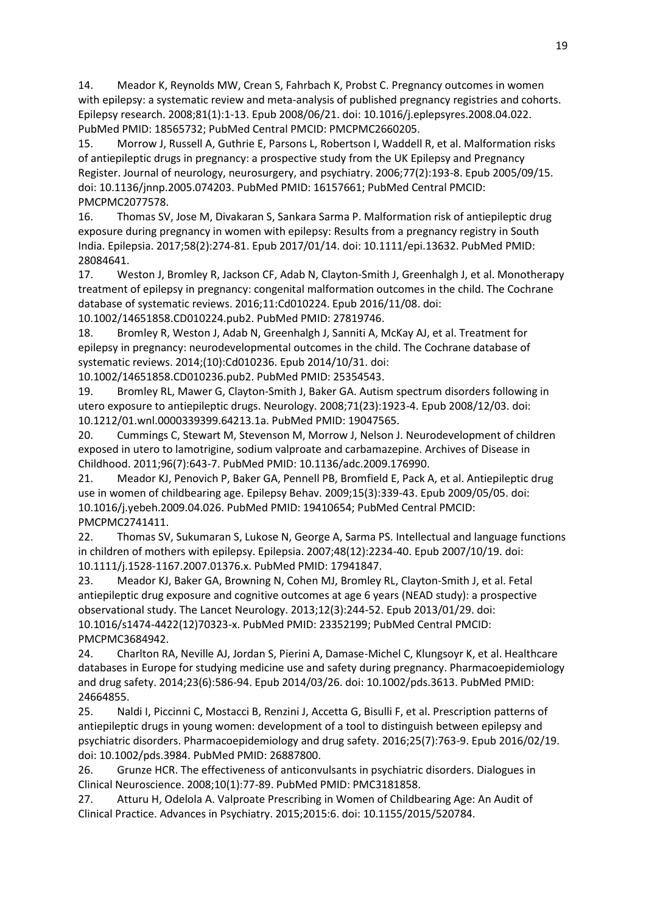14. Meador K, Reynolds MW, Crean S, Fahrbach K, Probst C. Pregnancy outcomes in women with epilepsy: a systematic review and meta-analysis of published pregnancy registries and cohorts. Epilepsy research. 2008;81(1):1-13. Epub 2008/06/21. doi: 10.1016/j.eplepsyres.2008.04.022. PubMed PMID: 18565732; PubMed Central PMCID: PMCPMC2660205.

15. Morrow J, Russell A, Guthrie E, Parsons L, Robertson I, Waddell R, et al. Malformation risks of antiepileptic drugs in pregnancy: a prospective study from the UK Epilepsy and Pregnancy Register. Journal of neurology, neurosurgery, and psychiatry. 2006;77(2):193-8. Epub 2005/09/15. doi: 10.1136/jnnp.2005.074203. PubMed PMID: 16157661; PubMed Central PMCID: PMCPMC2077578.

16. Thomas SV, Jose M, Divakaran S, Sankara Sarma P. Malformation risk of antiepileptic drug exposure during pregnancy in women with epilepsy: Results from a pregnancy registry in South India. Epilepsia. 2017;58(2):274-81. Epub 2017/01/14. doi: 10.1111/epi.13632. PubMed PMID: 28084641.

17. Weston J, Bromley R, Jackson CF, Adab N, Clayton-Smith J, Greenhalgh J, et al. Monotherapy treatment of epilepsy in pregnancy: congenital malformation outcomes in the child. The Cochrane database of systematic reviews. 2016;11:Cd010224. Epub 2016/11/08. doi: 10.1002/14651858.CD010224.pub2. PubMed PMID: 27819746.

18. Bromley R, Weston J, Adab N, Greenhalgh J, Sanniti A, McKay AJ, et al. Treatment for epilepsy in pregnancy: neurodevelopmental outcomes in the child. The Cochrane database of systematic reviews. 2014;(10):Cd010236. Epub 2014/10/31. doi: 10.1002/14651858.CD010236.pub2. PubMed PMID: 25354543.

19. Bromley RL, Mawer G, Clayton-Smith J, Baker GA. Autism spectrum disorders following in utero exposure to antiepileptic drugs. Neurology. 2008;71(23):1923-4. Epub 2008/12/03. doi: 10.1212/01.wnl.0000339399.64213.1a. PubMed PMID: 19047565.

20. Cummings C, Stewart M, Stevenson M, Morrow J, Nelson J. Neurodevelopment of children exposed in utero to lamotrigine, sodium valproate and carbamazepine. Archives of Disease in Childhood. 2011;96(7):643-7. PubMed PMID: 10.1136/adc.2009.176990.

21. Meador KJ, Penovich P, Baker GA, Pennell PB, Bromfield E, Pack A, et al. Antiepileptic drug use in women of childbearing age. Epilepsy Behav. 2009;15(3):339-43. Epub 2009/05/05. doi: 10.1016/j.yebeh.2009.04.026. PubMed PMID: 19410654; PubMed Central PMCID: PMCPMC2741411.

22. Thomas SV, Sukumaran S, Lukose N, George A, Sarma PS. Intellectual and language functions in children of mothers with epilepsy. Epilepsia. 2007;48(12):2234-40. Epub 2007/10/19. doi: 10.1111/j.1528-1167.2007.01376.x. PubMed PMID: 17941847.

23. Meador KJ, Baker GA, Browning N, Cohen MJ, Bromley RL, Clayton-Smith J, et al. Fetal antiepileptic drug exposure and cognitive outcomes at age 6 years (NEAD study): a prospective observational study. The Lancet Neurology. 2013;12(3):244-52. Epub 2013/01/29. doi: 10.1016/s1474-4422(12)70323-x. PubMed PMID: 23352199; PubMed Central PMCID: PMCPMC3684942.

24. Charlton RA, Neville AJ, Jordan S, Pierini A, Damase-Michel C, Klungsoyr K, et al. Healthcare databases in Europe for studying medicine use and safety during pregnancy. Pharmacoepidemiology and drug safety. 2014;23(6):586-94. Epub 2014/03/26. doi: 10.1002/pds.3613. PubMed PMID: 24664855.

25. Naldi I, Piccinni C, Mostacci B, Renzini J, Accetta G, Bisulli F, et al. Prescription patterns of antiepileptic drugs in young women: development of a tool to distinguish between epilepsy and psychiatric disorders. Pharmacoepidemiology and drug safety. 2016;25(7):763-9. Epub 2016/02/19. doi: 10.1002/pds.3984. PubMed PMID: 26887800.

26. Grunze HCR. The effectiveness of anticonvulsants in psychiatric disorders. Dialogues in Clinical Neuroscience. 2008;10(1):77-89. PubMed PMID: PMC3181858.

27. Atturu H, Odelola A. Valproate Prescribing in Women of Childbearing Age: An Audit of Clinical Practice. Advances in Psychiatry. 2015;2015:6. doi: 10.1155/2015/520784.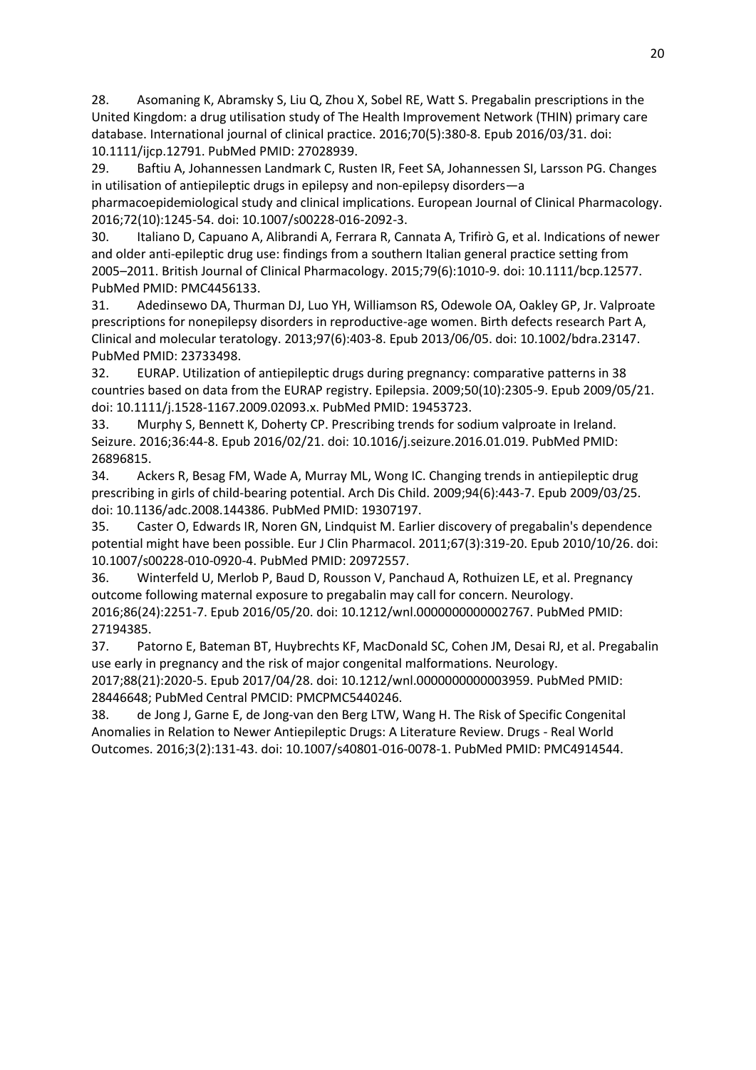28. Asomaning K, Abramsky S, Liu Q, Zhou X, Sobel RE, Watt S. Pregabalin prescriptions in the United Kingdom: a drug utilisation study of The Health Improvement Network (THIN) primary care database. International journal of clinical practice. 2016;70(5):380-8. Epub 2016/03/31. doi: 10.1111/ijcp.12791. PubMed PMID: 27028939.

29. Baftiu A, Johannessen Landmark C, Rusten IR, Feet SA, Johannessen SI, Larsson PG. Changes in utilisation of antiepileptic drugs in epilepsy and non-epilepsy disorders—a pharmacoepidemiological study and clinical implications. European Journal of Clinical Pharmacology. 2016;72(10):1245-54. doi: 10.1007/s00228-016-2092-3.

30. Italiano D, Capuano A, Alibrandi A, Ferrara R, Cannata A, Trifirò G, et al. Indications of newer and older anti-epileptic drug use: findings from a southern Italian general practice setting from 2005–2011. British Journal of Clinical Pharmacology. 2015;79(6):1010-9. doi: 10.1111/bcp.12577. PubMed PMID: PMC4456133.

31. Adedinsewo DA, Thurman DJ, Luo YH, Williamson RS, Odewole OA, Oakley GP, Jr. Valproate prescriptions for nonepilepsy disorders in reproductive-age women. Birth defects research Part A, Clinical and molecular teratology. 2013;97(6):403-8. Epub 2013/06/05. doi: 10.1002/bdra.23147. PubMed PMID: 23733498.

32. EURAP. Utilization of antiepileptic drugs during pregnancy: comparative patterns in 38 countries based on data from the EURAP registry. Epilepsia. 2009;50(10):2305-9. Epub 2009/05/21. doi: 10.1111/j.1528-1167.2009.02093.x. PubMed PMID: 19453723.

33. Murphy S, Bennett K, Doherty CP. Prescribing trends for sodium valproate in Ireland. Seizure. 2016;36:44-8. Epub 2016/02/21. doi: 10.1016/j.seizure.2016.01.019. PubMed PMID: 26896815.

34. Ackers R, Besag FM, Wade A, Murray ML, Wong IC. Changing trends in antiepileptic drug prescribing in girls of child-bearing potential. Arch Dis Child. 2009;94(6):443-7. Epub 2009/03/25. doi: 10.1136/adc.2008.144386. PubMed PMID: 19307197.

35. Caster O, Edwards IR, Noren GN, Lindquist M. Earlier discovery of pregabalin's dependence potential might have been possible. Eur J Clin Pharmacol. 2011;67(3):319-20. Epub 2010/10/26. doi: 10.1007/s00228-010-0920-4. PubMed PMID: 20972557.

36. Winterfeld U, Merlob P, Baud D, Rousson V, Panchaud A, Rothuizen LE, et al. Pregnancy outcome following maternal exposure to pregabalin may call for concern. Neurology. 2016;86(24):2251-7. Epub 2016/05/20. doi: 10.1212/wnl.0000000000002767. PubMed PMID: 27194385.

37. Patorno E, Bateman BT, Huybrechts KF, MacDonald SC, Cohen JM, Desai RJ, et al. Pregabalin use early in pregnancy and the risk of major congenital malformations. Neurology. 2017;88(21):2020-5. Epub 2017/04/28. doi: 10.1212/wnl.0000000000003959. PubMed PMID: 28446648; PubMed Central PMCID: PMCPMC5440246.

38. de Jong J, Garne E, de Jong-van den Berg LTW, Wang H. The Risk of Specific Congenital Anomalies in Relation to Newer Antiepileptic Drugs: A Literature Review. Drugs - Real World Outcomes. 2016;3(2):131-43. doi: 10.1007/s40801-016-0078-1. PubMed PMID: PMC4914544.